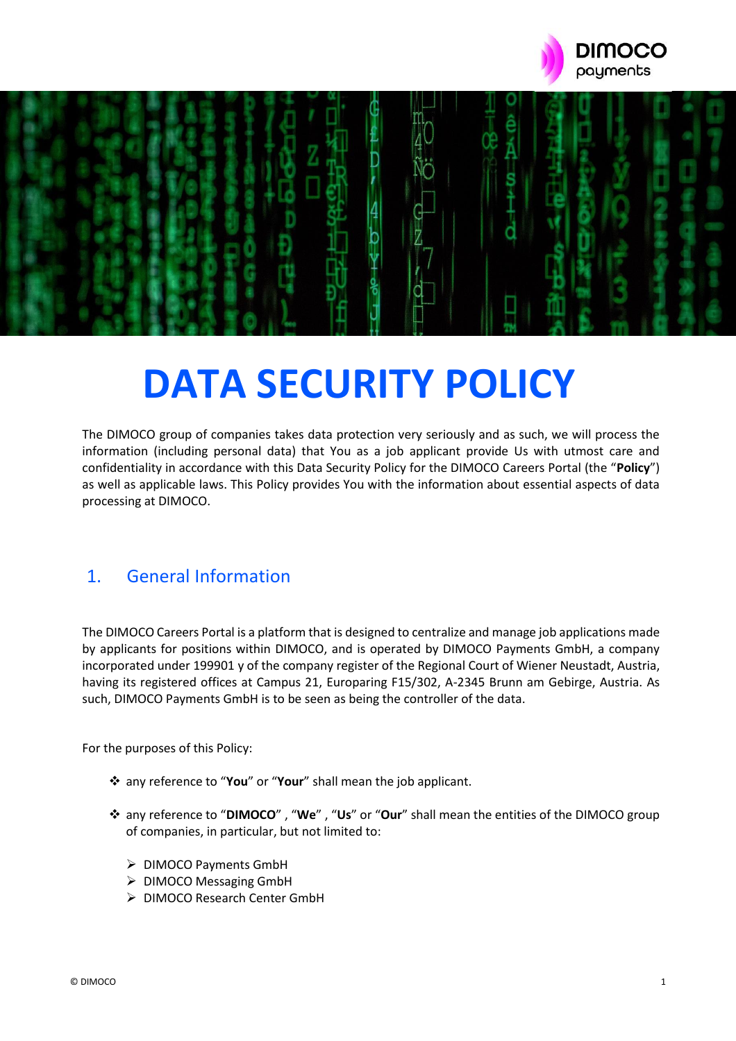# DATA SECURITY POLICY

The DIMOCO group of companies takes data protection very seriously and as such, we will process the information (including personal data) that You as a job applicant provide Us with utmost care and confidentiality in accordance with this Data Security Policy for the DIMOCO Careers Portal (the "**Policy**") as well as applicable laws. This Policy provides You with the information about essential aspects of data processing at DIMOCO.

## 1. General Information

The DIMOCO Careers Portal is a platform that is designed to centralize and manage job applications made by applicants for positions within DIMOCO, and is operated by DIMOCO Payments GmbH, a company incorporated under 199901 y of the company register of the Regional Court of Wiener Neustadt, Austria, having its registered offices at Campus 21, Europaring F15/302, A-2345 Brunn am Gebirge, Austria. As such, DIMOCO Payments GmbH is to be seen as being the controller of the data.

For the purposes of this Policy:

- any reference to "**You**" or "**Your**" shall mean the job applicant.
- any reference to "**DIMOCO**" , "**We**" , "**Us**" or "**Our**" shall mean the entities of the DIMOCO group of companies, in particular, but not limited to:
  - DIMOCO Payments GmbH
  - DIMOCO Messaging GmbH
  - DIMOCO Research Center GmbH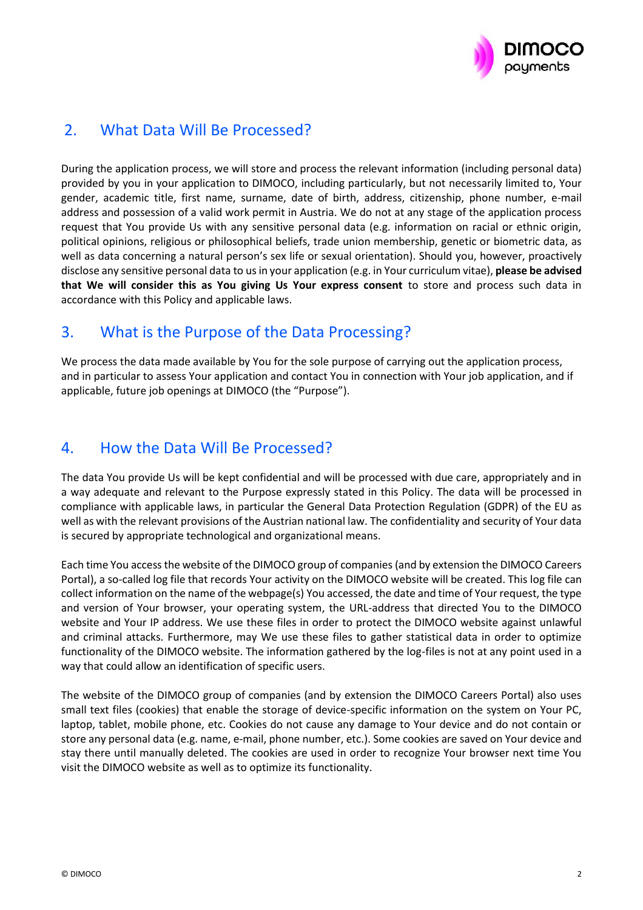## 2. What Data Will Be Processed?

During the application process, we will store and process the relevant information (including personal data) provided by you in your application to DIMOCO, including particularly, but not necessarily limited to, Your gender, academic title, first name, surname, date of birth, address, citizenship, phone number, e-mail address and possession of a valid work permit in Austria. We do not at any stage of the application process request that You provide Us with any sensitive personal data (e.g. information on racial or ethnic origin, political opinions, religious or philosophical beliefs, trade union membership, genetic or biometric data, as well as data concerning a natural person's sex life or sexual orientation). Should you, however, proactively disclose any sensitive personal data to us in your application (e.g. in Your curriculum vitae), **please be advised that We will consider this as You giving Us Your express consent** to store and process such data in accordance with this Policy and applicable laws.

## 3. What is the Purpose of the Data Processing?

We process the data made available by You for the sole purpose of carrying out the application process, and in particular to assess Your application and contact You in connection with Your job application, and if applicable, future job openings at DIMOCO (the "Purpose").

## 4. How the Data Will Be Processed?

The data You provide Us will be kept confidential and will be processed with due care, appropriately and in a way adequate and relevant to the Purpose expressly stated in this Policy. The data will be processed in compliance with applicable laws, in particular the General Data Protection Regulation (GDPR) of the EU as well as with the relevant provisions of the Austrian national law. The confidentiality and security of Your data is secured by appropriate technological and organizational means.

Each time You access the website of the DIMOCO group of companies (and by extension the DIMOCO Careers Portal), a so-called log file that records Your activity on the DIMOCO website will be created. This log file can collect information on the name of the webpage(s) You accessed, the date and time of Your request, the type and version of Your browser, your operating system, the URL-address that directed You to the DIMOCO website and Your IP address. We use these files in order to protect the DIMOCO website against unlawful and criminal attacks. Furthermore, may We use these files to gather statistical data in order to optimize functionality of the DIMOCO website. The information gathered by the log-files is not at any point used in a way that could allow an identification of specific users.

The website of the DIMOCO group of companies (and by extension the DIMOCO Careers Portal) also uses small text files (cookies) that enable the storage of device-specific information on the system on Your PC, laptop, tablet, mobile phone, etc. Cookies do not cause any damage to Your device and do not contain or store any personal data (e.g. name, e-mail, phone number, etc.). Some cookies are saved on Your device and stay there until manually deleted. The cookies are used in order to recognize Your browser next time You visit the DIMOCO website as well as to optimize its functionality.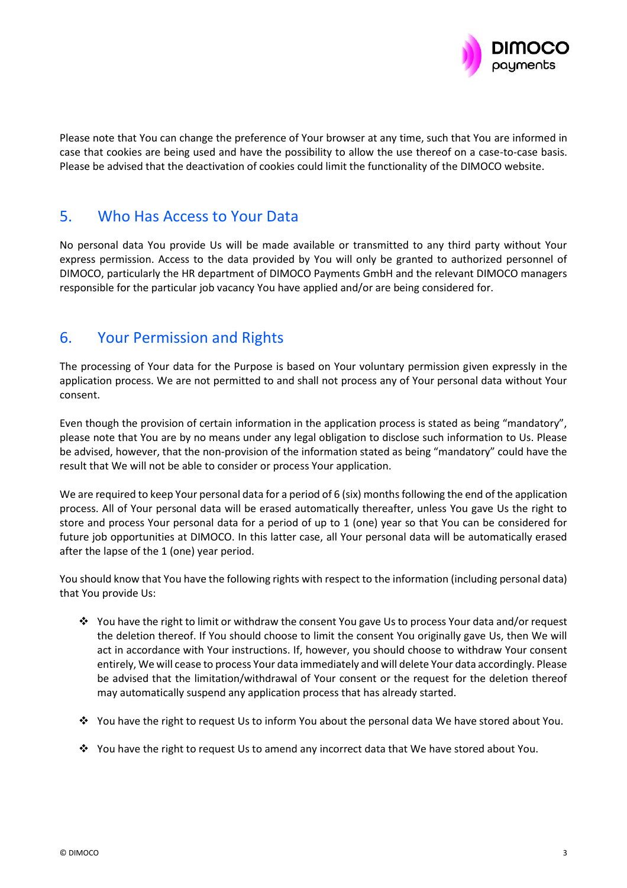Please note that You can change the preference of Your browser at any time, such that You are informed in case that cookies are being used and have the possibility to allow the use thereof on a case-to-case basis. Please be advised that the deactivation of cookies could limit the functionality of the DIMOCO website.

## 5. Who Has Access to Your Data

No personal data You provide Us will be made available or transmitted to any third party without Your express permission. Access to the data provided by You will only be granted to authorized personnel of DIMOCO, particularly the HR department of DIMOCO Payments GmbH and the relevant DIMOCO managers responsible for the particular job vacancy You have applied and/or are being considered for.

## 6. Your Permission and Rights

The processing of Your data for the Purpose is based on Your voluntary permission given expressly in the application process. We are not permitted to and shall not process any of Your personal data without Your consent.

Even though the provision of certain information in the application process is stated as being "mandatory", please note that You are by no means under any legal obligation to disclose such information to Us. Please be advised, however, that the non-provision of the information stated as being "mandatory" could have the result that We will not be able to consider or process Your application.

We are required to keep Your personal data for a period of 6 (six) months following the end of the application process. All of Your personal data will be erased automatically thereafter, unless You gave Us the right to store and process Your personal data for a period of up to 1 (one) year so that You can be considered for future job opportunities at DIMOCO. In this latter case, all Your personal data will be automatically erased after the lapse of the 1 (one) year period.

You should know that You have the following rights with respect to the information (including personal data) that You provide Us:

- You have the right to limit or withdraw the consent You gave Us to process Your data and/or request the deletion thereof. If You should choose to limit the consent You originally gave Us, then We will act in accordance with Your instructions. If, however, you should choose to withdraw Your consent entirely, We will cease to process Your data immediately and will delete Your data accordingly. Please be advised that the limitation/withdrawal of Your consent or the request for the deletion thereof may automatically suspend any application process that has already started.

- You have the right to request Us to inform You about the personal data We have stored about You.

- You have the right to request Us to amend any incorrect data that We have stored about You.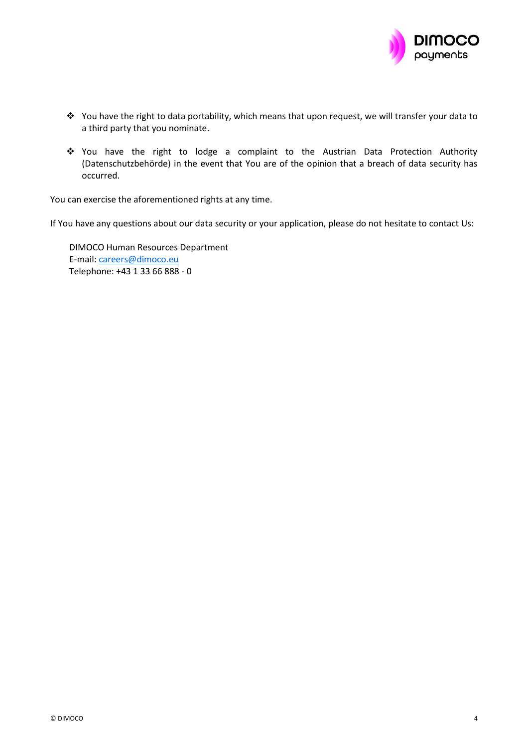- You have the right to data portability, which means that upon request, we will transfer your data to a third party that you nominate.
- You have the right to lodge a complaint to the Austrian Data Protection Authority (Datenschutzbehörde) in the event that You are of the opinion that a breach of data security has occurred.

You can exercise the aforementioned rights at any time.

If You have any questions about our data security or your application, please do not hesitate to contact Us:

DIMOCO Human Resources Department
E-mail: careers@dimoco.eu
Telephone: +43 1 33 66 888 - 0